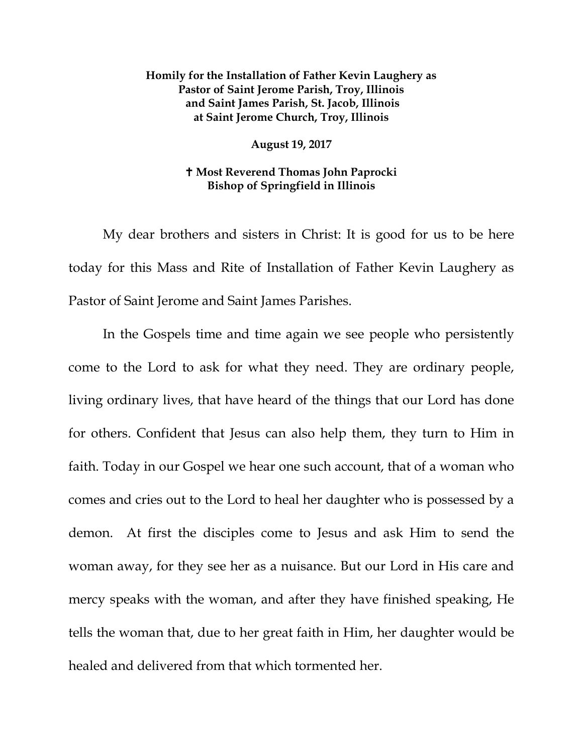**Homily for the Installation of Father Kevin Laughery as Pastor of Saint Jerome Parish, Troy, Illinois and Saint James Parish, St. Jacob, Illinois at Saint Jerome Church, Troy, Illinois**

**August 19, 2017**

**✝ Most Reverend Thomas John Paprocki**
**Bishop of Springfield in Illinois**

My dear brothers and sisters in Christ: It is good for us to be here today for this Mass and Rite of Installation of Father Kevin Laughery as Pastor of Saint Jerome and Saint James Parishes.

In the Gospels time and time again we see people who persistently come to the Lord to ask for what they need. They are ordinary people, living ordinary lives, that have heard of the things that our Lord has done for others. Confident that Jesus can also help them, they turn to Him in faith. Today in our Gospel we hear one such account, that of a woman who comes and cries out to the Lord to heal her daughter who is possessed by a demon. At first the disciples come to Jesus and ask Him to send the woman away, for they see her as a nuisance. But our Lord in His care and mercy speaks with the woman, and after they have finished speaking, He tells the woman that, due to her great faith in Him, her daughter would be healed and delivered from that which tormented her.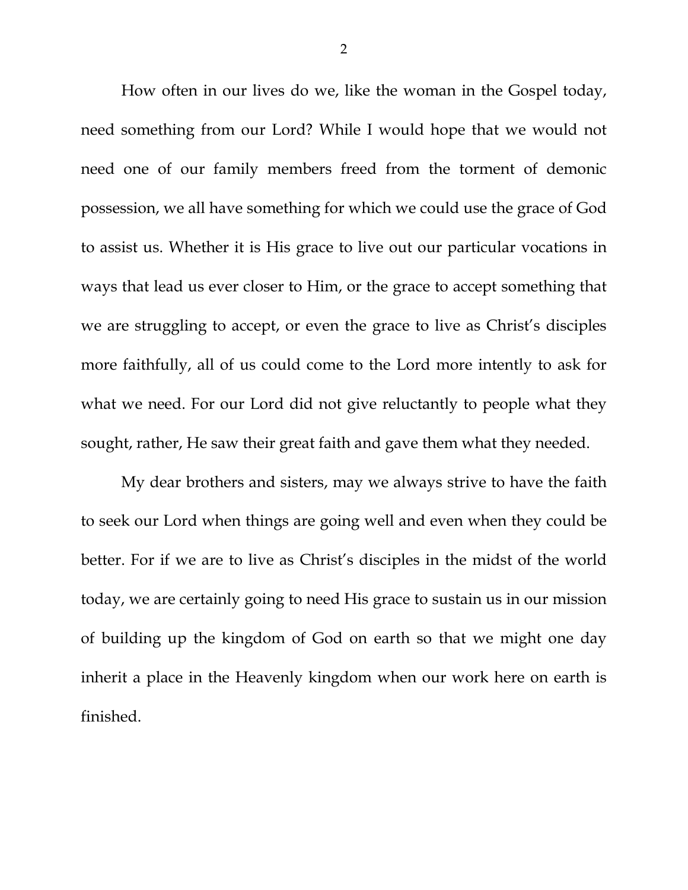How often in our lives do we, like the woman in the Gospel today, need something from our Lord? While I would hope that we would not need one of our family members freed from the torment of demonic possession, we all have something for which we could use the grace of God to assist us. Whether it is His grace to live out our particular vocations in ways that lead us ever closer to Him, or the grace to accept something that we are struggling to accept, or even the grace to live as Christ's disciples more faithfully, all of us could come to the Lord more intently to ask for what we need. For our Lord did not give reluctantly to people what they sought, rather, He saw their great faith and gave them what they needed.

My dear brothers and sisters, may we always strive to have the faith to seek our Lord when things are going well and even when they could be better. For if we are to live as Christ's disciples in the midst of the world today, we are certainly going to need His grace to sustain us in our mission of building up the kingdom of God on earth so that we might one day inherit a place in the Heavenly kingdom when our work here on earth is finished.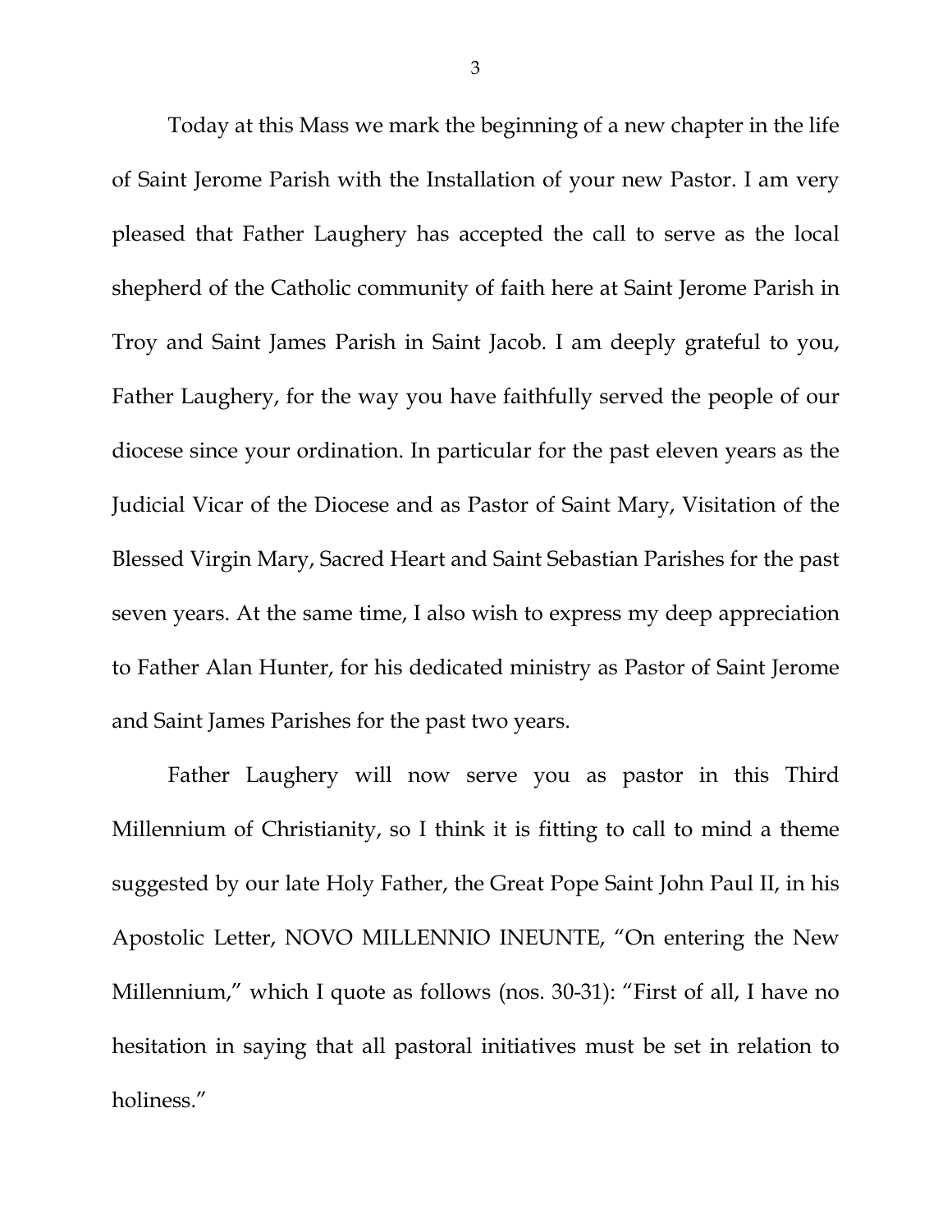Today at this Mass we mark the beginning of a new chapter in the life of Saint Jerome Parish with the Installation of your new Pastor. I am very pleased that Father Laughery has accepted the call to serve as the local shepherd of the Catholic community of faith here at Saint Jerome Parish in Troy and Saint James Parish in Saint Jacob. I am deeply grateful to you, Father Laughery, for the way you have faithfully served the people of our diocese since your ordination. In particular for the past eleven years as the Judicial Vicar of the Diocese and as Pastor of Saint Mary, Visitation of the Blessed Virgin Mary, Sacred Heart and Saint Sebastian Parishes for the past seven years. At the same time, I also wish to express my deep appreciation to Father Alan Hunter, for his dedicated ministry as Pastor of Saint Jerome and Saint James Parishes for the past two years.

Father Laughery will now serve you as pastor in this Third Millennium of Christianity, so I think it is fitting to call to mind a theme suggested by our late Holy Father, the Great Pope Saint John Paul II, in his Apostolic Letter, NOVO MILLENNIO INEUNTE, "On entering the New Millennium," which I quote as follows (nos. 30-31): "First of all, I have no hesitation in saying that all pastoral initiatives must be set in relation to holiness."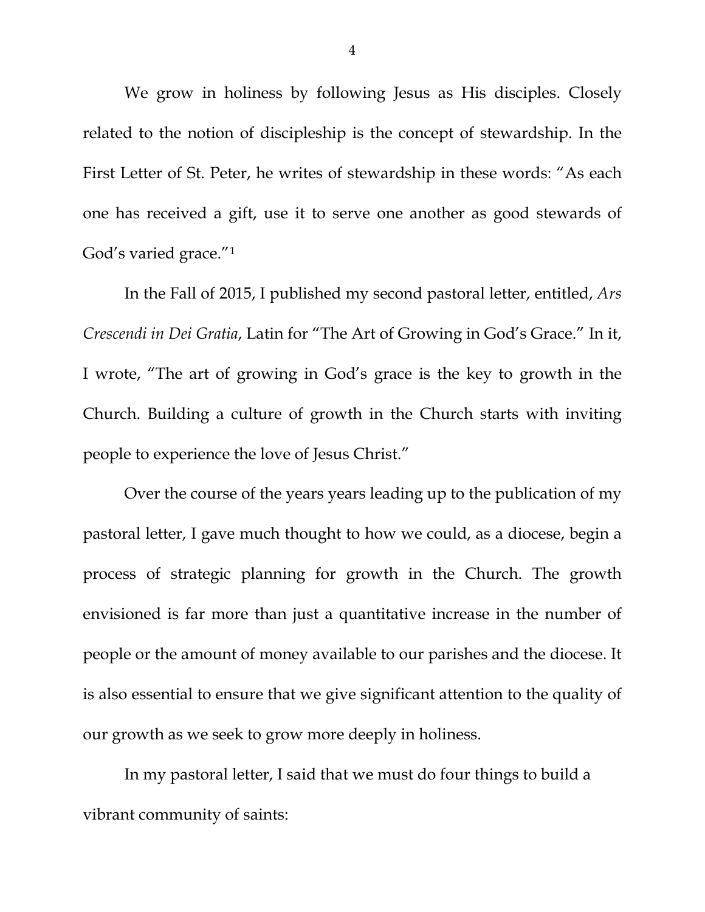We grow in holiness by following Jesus as His disciples. Closely related to the notion of discipleship is the concept of stewardship. In the First Letter of St. Peter, he writes of stewardship in these words: "As each one has received a gift, use it to serve one another as good stewards of God's varied grace."[1]

In the Fall of 2015, I published my second pastoral letter, entitled, *Ars Crescendi in Dei Gratia*, Latin for "The Art of Growing in God's Grace." In it, I wrote, "The art of growing in God's grace is the key to growth in the Church. Building a culture of growth in the Church starts with inviting people to experience the love of Jesus Christ."

Over the course of the years years leading up to the publication of my pastoral letter, I gave much thought to how we could, as a diocese, begin a process of strategic planning for growth in the Church. The growth envisioned is far more than just a quantitative increase in the number of people or the amount of money available to our parishes and the diocese. It is also essential to ensure that we give significant attention to the quality of our growth as we seek to grow more deeply in holiness.

In my pastoral letter, I said that we must do four things to build a vibrant community of saints: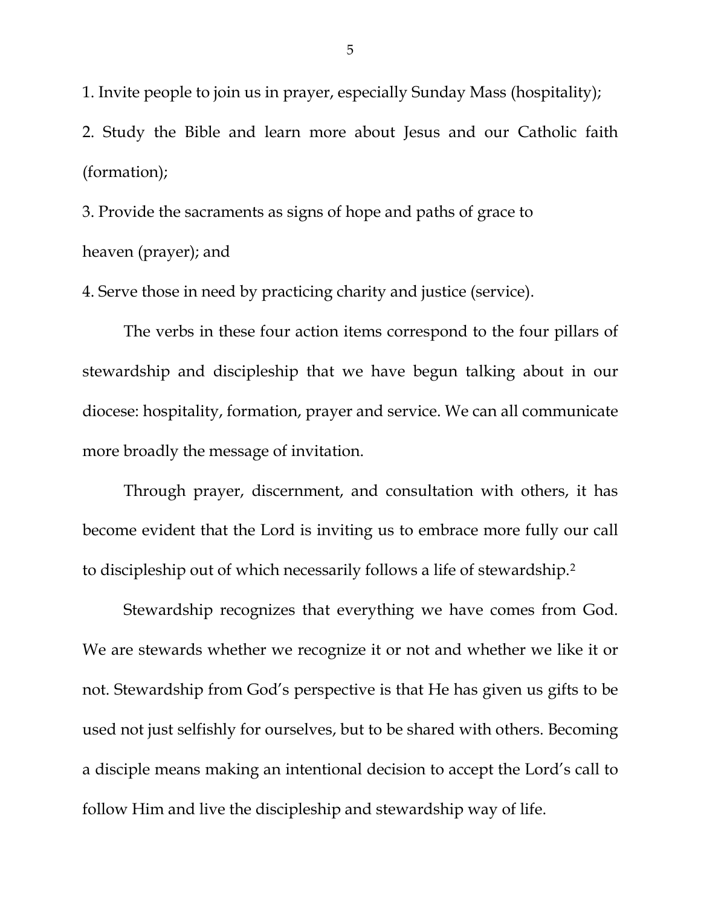1. Invite people to join us in prayer, especially Sunday Mass (hospitality);

2. Study the Bible and learn more about Jesus and our Catholic faith (formation);

3. Provide the sacraments as signs of hope and paths of grace to heaven (prayer); and

4. Serve those in need by practicing charity and justice (service).

The verbs in these four action items correspond to the four pillars of stewardship and discipleship that we have begun talking about in our diocese: hospitality, formation, prayer and service. We can all communicate more broadly the message of invitation.

Through prayer, discernment, and consultation with others, it has become evident that the Lord is inviting us to embrace more fully our call to discipleship out of which necessarily follows a life of stewardship.[2]

Stewardship recognizes that everything we have comes from God. We are stewards whether we recognize it or not and whether we like it or not. Stewardship from God's perspective is that He has given us gifts to be used not just selfishly for ourselves, but to be shared with others. Becoming a disciple means making an intentional decision to accept the Lord's call to follow Him and live the discipleship and stewardship way of life.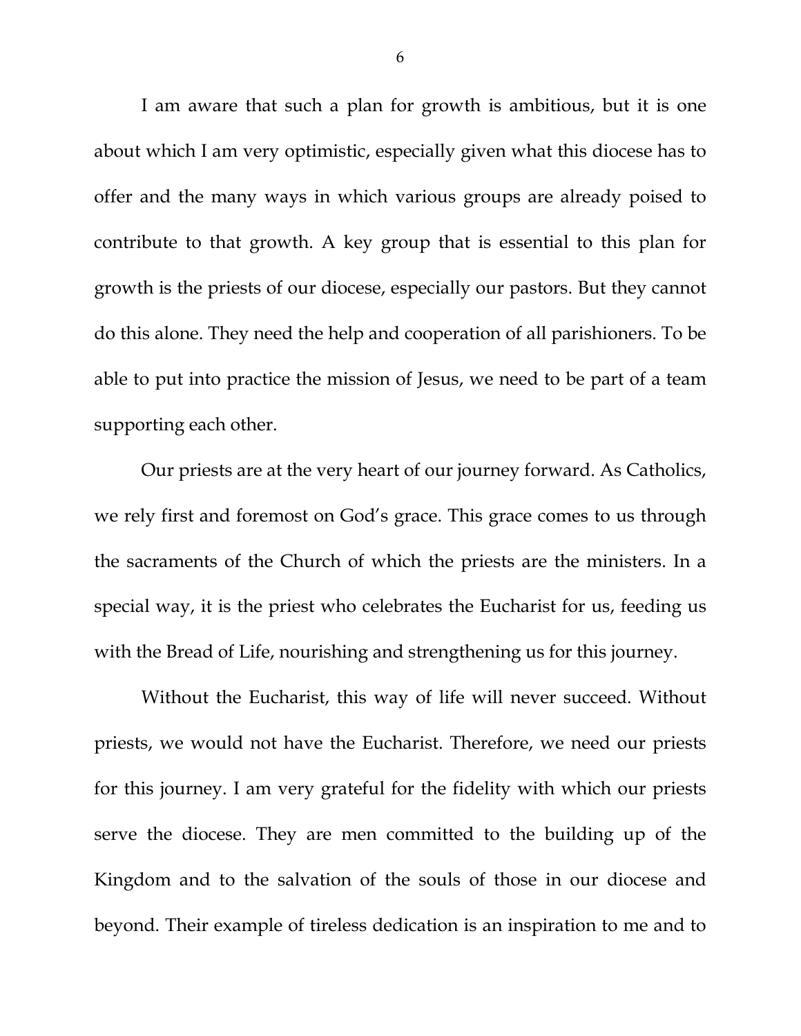I am aware that such a plan for growth is ambitious, but it is one about which I am very optimistic, especially given what this diocese has to offer and the many ways in which various groups are already poised to contribute to that growth. A key group that is essential to this plan for growth is the priests of our diocese, especially our pastors. But they cannot do this alone. They need the help and cooperation of all parishioners. To be able to put into practice the mission of Jesus, we need to be part of a team supporting each other.

Our priests are at the very heart of our journey forward. As Catholics, we rely first and foremost on God's grace. This grace comes to us through the sacraments of the Church of which the priests are the ministers. In a special way, it is the priest who celebrates the Eucharist for us, feeding us with the Bread of Life, nourishing and strengthening us for this journey.

Without the Eucharist, this way of life will never succeed. Without priests, we would not have the Eucharist. Therefore, we need our priests for this journey. I am very grateful for the fidelity with which our priests serve the diocese. They are men committed to the building up of the Kingdom and to the salvation of the souls of those in our diocese and beyond. Their example of tireless dedication is an inspiration to me and to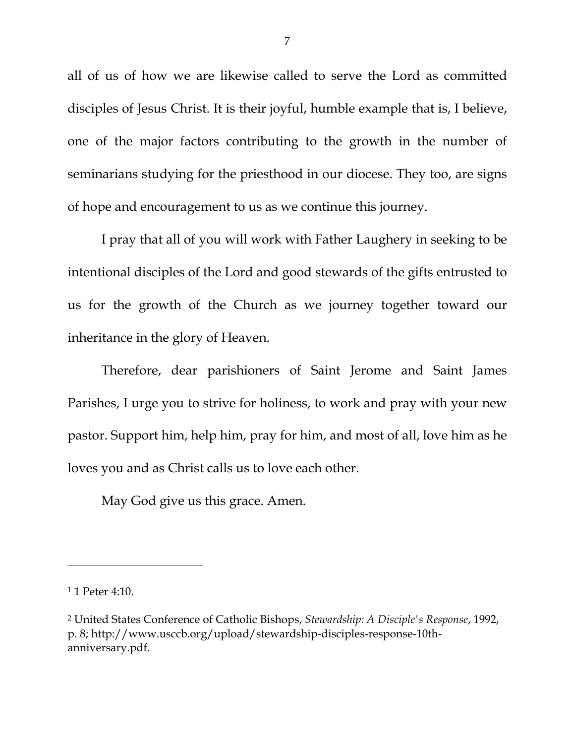all of us of how we are likewise called to serve the Lord as committed disciples of Jesus Christ. It is their joyful, humble example that is, I believe, one of the major factors contributing to the growth in the number of seminarians studying for the priesthood in our diocese. They too, are signs of hope and encouragement to us as we continue this journey.

I pray that all of you will work with Father Laughery in seeking to be intentional disciples of the Lord and good stewards of the gifts entrusted to us for the growth of the Church as we journey together toward our inheritance in the glory of Heaven.

Therefore, dear parishioners of Saint Jerome and Saint James Parishes, I urge you to strive for holiness, to work and pray with your new pastor. Support him, help him, pray for him, and most of all, love him as he loves you and as Christ calls us to love each other.

May God give us this grace. Amen.

---

[1] 1 Peter 4:10.

[2] United States Conference of Catholic Bishops, *Stewardship: A Disciple's Response*, 1992, p. 8; http://www.usccb.org/upload/stewardship-disciples-response-10th-anniversary.pdf.